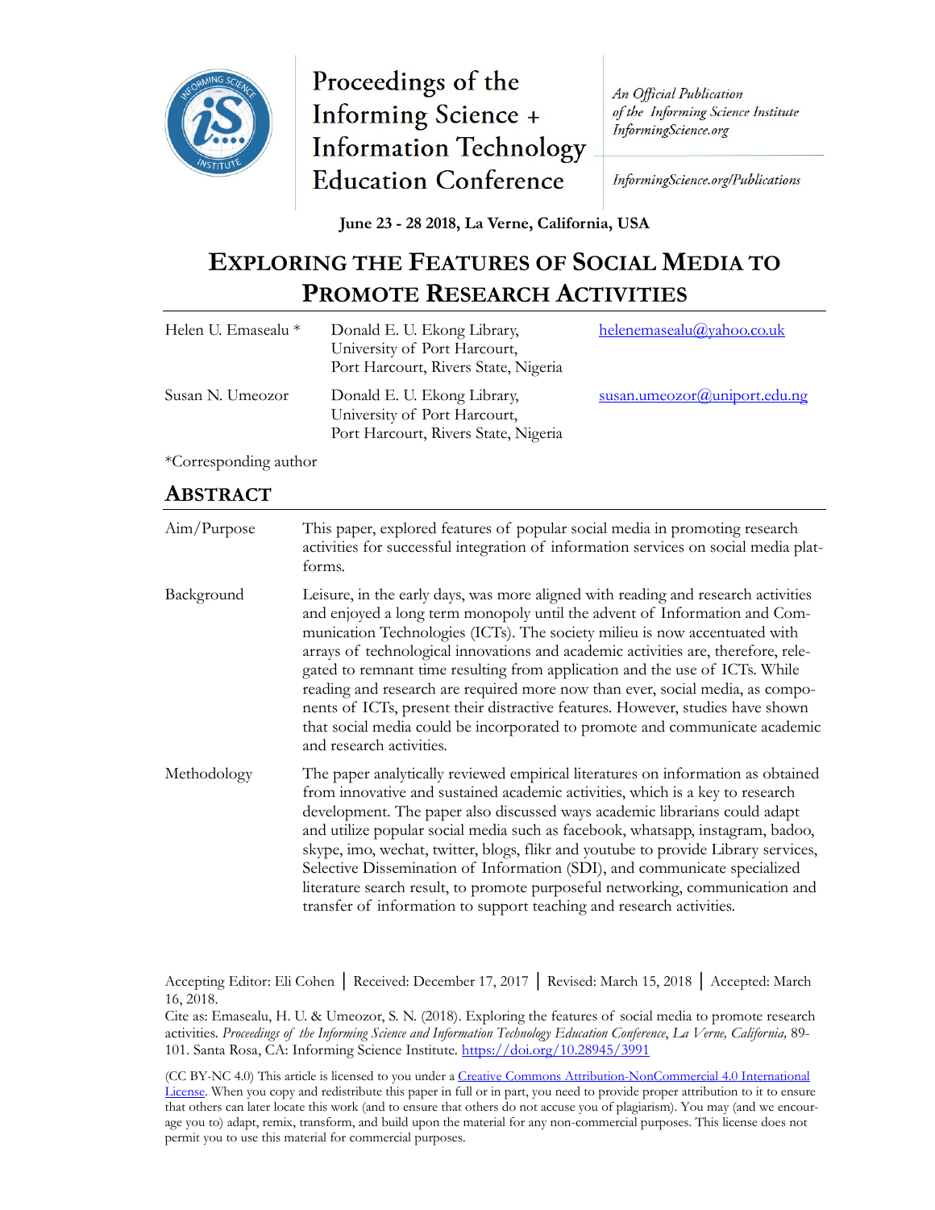Proceedings of the Informing Science + Information Technology Education Conference

*An Official Publication of the Informing Science Institute InformingScience.org*

*InformingScience.org/Publications*

**June 23 - 28 2018, La Verne, California, USA**

# EXPLORING THE FEATURES OF SOCIAL MEDIA TO PROMOTE RESEARCH ACTIVITIES

| | | |
|---|---|---|
| Helen U. Emasealu * | Donald E. U. Ekong Library, University of Port Harcourt, Port Harcourt, Rivers State, Nigeria | helenemasealu@yahoo.co.uk |
| Susan N. Umeozor | Donald E. U. Ekong Library, University of Port Harcourt, Port Harcourt, Rivers State, Nigeria | susan.umeozor@uniport.edu.ng |

*Corresponding author

## ABSTRACT

| | |
|---|---|
| Aim/Purpose | This paper, explored features of popular social media in promoting research activities for successful integration of information services on social media platforms. |
| Background | Leisure, in the early days, was more aligned with reading and research activities and enjoyed a long term monopoly until the advent of Information and Communication Technologies (ICTs). The society milieu is now accentuated with arrays of technological innovations and academic activities are, therefore, relegated to remnant time resulting from application and the use of ICTs. While reading and research are required more now than ever, social media, as components of ICTs, present their distractive features. However, studies have shown that social media could be incorporated to promote and communicate academic and research activities. |
| Methodology | The paper analytically reviewed empirical literatures on information as obtained from innovative and sustained academic activities, which is a key to research development. The paper also discussed ways academic librarians could adapt and utilize popular social media such as facebook, whatsapp, instagram, badoo, skype, imo, wechat, twitter, blogs, flikr and youtube to provide Library services, Selective Dissemination of Information (SDI), and communicate specialized literature search result, to promote purposeful networking, communication and transfer of information to support teaching and research activities. |

Accepting Editor: Eli Cohen │ Received: December 17, 2017 │ Revised: March 15, 2018 │ Accepted: March 16, 2018.

Cite as: Emasealu, H. U. & Umeozor, S. N. (2018). Exploring the features of social media to promote research activities. *Proceedings of the Informing Science and Information Technology Education Conference, La Verne, California,* 89-101. Santa Rosa, CA: Informing Science Institute. https://doi.org/10.28945/3991

(CC BY-NC 4.0) This article is licensed to you under a Creative Commons Attribution-NonCommercial 4.0 International License. When you copy and redistribute this paper in full or in part, you need to provide proper attribution to it to ensure that others can later locate this work (and to ensure that others do not accuse you of plagiarism). You may (and we encourage you to) adapt, remix, transform, and build upon the material for any non-commercial purposes. This license does not permit you to use this material for commercial purposes.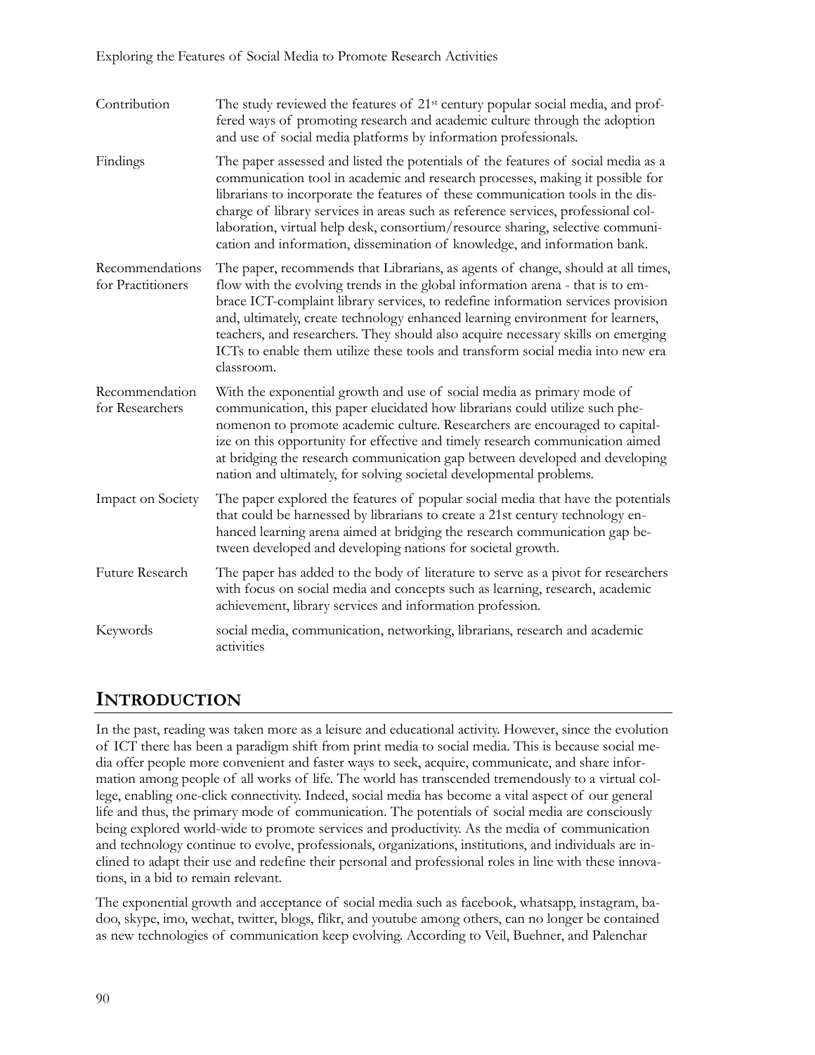| | |
|---|---|
| Contribution | The study reviewed the features of 21st century popular social media, and proffered ways of promoting research and academic culture through the adoption and use of social media platforms by information professionals. |
| Findings | The paper assessed and listed the potentials of the features of social media as a communication tool in academic and research processes, making it possible for librarians to incorporate the features of these communication tools in the discharge of library services in areas such as reference services, professional collaboration, virtual help desk, consortium/resource sharing, selective communication and information, dissemination of knowledge, and information bank. |
| Recommendations for Practitioners | The paper, recommends that Librarians, as agents of change, should at all times, flow with the evolving trends in the global information arena - that is to embrace ICT-complaint library services, to redefine information services provision and, ultimately, create technology enhanced learning environment for learners, teachers, and researchers. They should also acquire necessary skills on emerging ICTs to enable them utilize these tools and transform social media into new era classroom. |
| Recommendation for Researchers | With the exponential growth and use of social media as primary mode of communication, this paper elucidated how librarians could utilize such phenomenon to promote academic culture. Researchers are encouraged to capitalize on this opportunity for effective and timely research communication aimed at bridging the research communication gap between developed and developing nation and ultimately, for solving societal developmental problems. |
| Impact on Society | The paper explored the features of popular social media that have the potentials that could be harnessed by librarians to create a 21st century technology enhanced learning arena aimed at bridging the research communication gap between developed and developing nations for societal growth. |
| Future Research | The paper has added to the body of literature to serve as a pivot for researchers with focus on social media and concepts such as learning, research, academic achievement, library services and information profession. |
| Keywords | social media, communication, networking, librarians, research and academic activities |

## INTRODUCTION

In the past, reading was taken more as a leisure and educational activity. However, since the evolution of ICT there has been a paradigm shift from print media to social media. This is because social media offer people more convenient and faster ways to seek, acquire, communicate, and share information among people of all works of life. The world has transcended tremendously to a virtual college, enabling one-click connectivity. Indeed, social media has become a vital aspect of our general life and thus, the primary mode of communication. The potentials of social media are consciously being explored world-wide to promote services and productivity. As the media of communication and technology continue to evolve, professionals, organizations, institutions, and individuals are inclined to adapt their use and redefine their personal and professional roles in line with these innovations, in a bid to remain relevant.

The exponential growth and acceptance of social media such as facebook, whatsapp, instagram, badoo, skype, imo, wechat, twitter, blogs, flikr, and youtube among others, can no longer be contained as new technologies of communication keep evolving. According to Veil, Buehner, and Palenchar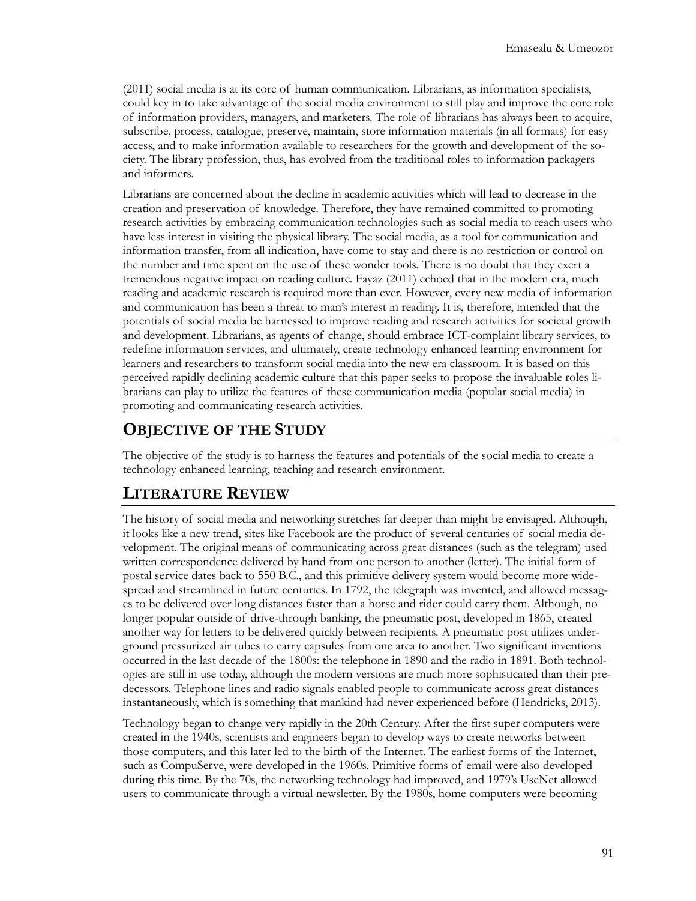(2011) social media is at its core of human communication. Librarians, as information specialists, could key in to take advantage of the social media environment to still play and improve the core role of information providers, managers, and marketers. The role of librarians has always been to acquire, subscribe, process, catalogue, preserve, maintain, store information materials (in all formats) for easy access, and to make information available to researchers for the growth and development of the society. The library profession, thus, has evolved from the traditional roles to information packagers and informers.

Librarians are concerned about the decline in academic activities which will lead to decrease in the creation and preservation of knowledge. Therefore, they have remained committed to promoting research activities by embracing communication technologies such as social media to reach users who have less interest in visiting the physical library. The social media, as a tool for communication and information transfer, from all indication, have come to stay and there is no restriction or control on the number and time spent on the use of these wonder tools. There is no doubt that they exert a tremendous negative impact on reading culture. Fayaz (2011) echoed that in the modern era, much reading and academic research is required more than ever. However, every new media of information and communication has been a threat to man's interest in reading. It is, therefore, intended that the potentials of social media be harnessed to improve reading and research activities for societal growth and development. Librarians, as agents of change, should embrace ICT-complaint library services, to redefine information services, and ultimately, create technology enhanced learning environment for learners and researchers to transform social media into the new era classroom. It is based on this perceived rapidly declining academic culture that this paper seeks to propose the invaluable roles librarians can play to utilize the features of these communication media (popular social media) in promoting and communicating research activities.

## Objective of the Study

The objective of the study is to harness the features and potentials of the social media to create a technology enhanced learning, teaching and research environment.

## Literature Review

The history of social media and networking stretches far deeper than might be envisaged. Although, it looks like a new trend, sites like Facebook are the product of several centuries of social media development. The original means of communicating across great distances (such as the telegram) used written correspondence delivered by hand from one person to another (letter). The initial form of postal service dates back to 550 B.C., and this primitive delivery system would become more widespread and streamlined in future centuries. In 1792, the telegraph was invented, and allowed messages to be delivered over long distances faster than a horse and rider could carry them. Although, no longer popular outside of drive-through banking, the pneumatic post, developed in 1865, created another way for letters to be delivered quickly between recipients. A pneumatic post utilizes underground pressurized air tubes to carry capsules from one area to another. Two significant inventions occurred in the last decade of the 1800s: the telephone in 1890 and the radio in 1891. Both technologies are still in use today, although the modern versions are much more sophisticated than their predecessors. Telephone lines and radio signals enabled people to communicate across great distances instantaneously, which is something that mankind had never experienced before (Hendricks, 2013).

Technology began to change very rapidly in the 20th Century. After the first super computers were created in the 1940s, scientists and engineers began to develop ways to create networks between those computers, and this later led to the birth of the Internet. The earliest forms of the Internet, such as CompuServe, were developed in the 1960s. Primitive forms of email were also developed during this time. By the 70s, the networking technology had improved, and 1979's UseNet allowed users to communicate through a virtual newsletter. By the 1980s, home computers were becoming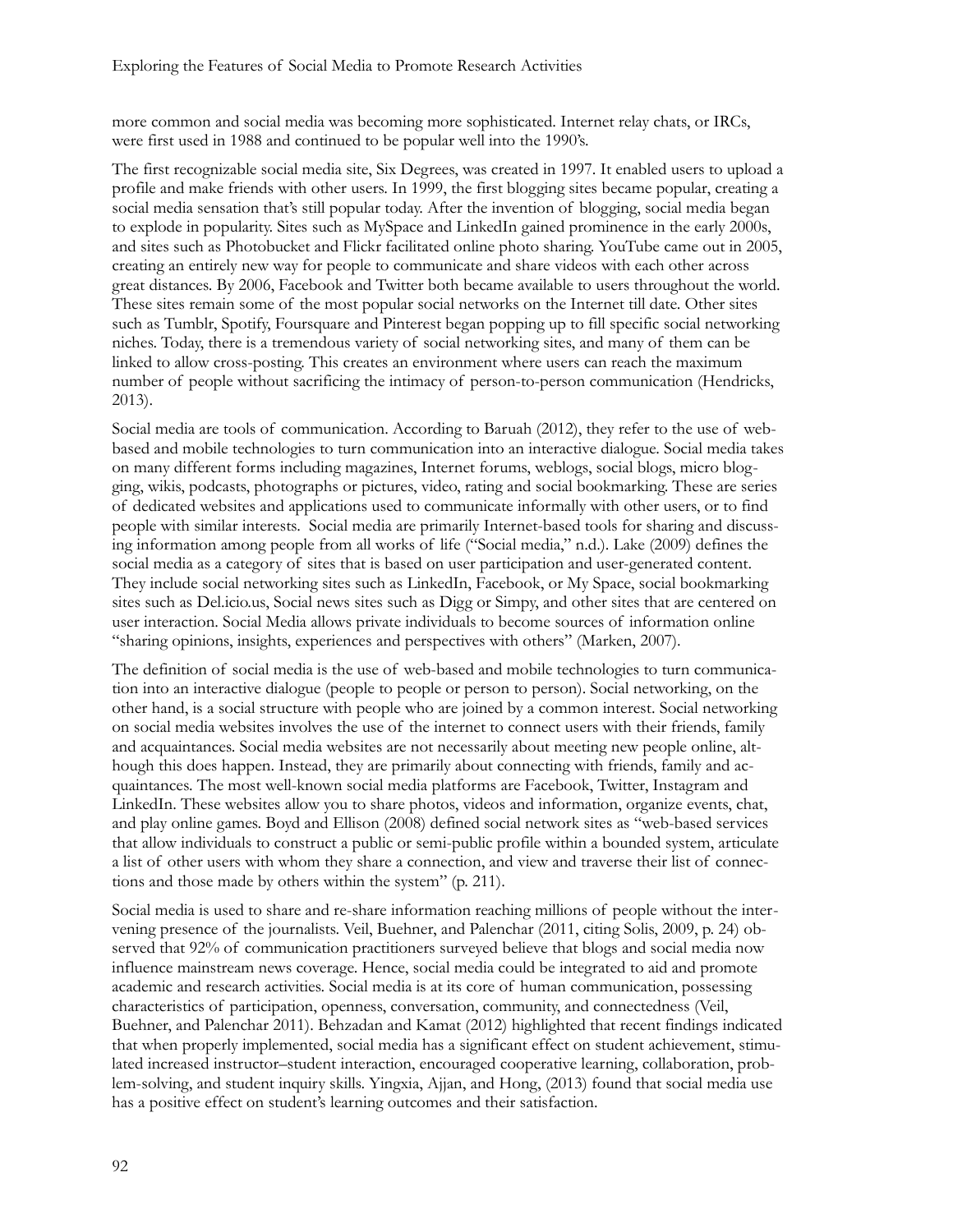more common and social media was becoming more sophisticated. Internet relay chats, or IRCs, were first used in 1988 and continued to be popular well into the 1990's.

The first recognizable social media site, Six Degrees, was created in 1997. It enabled users to upload a profile and make friends with other users. In 1999, the first blogging sites became popular, creating a social media sensation that's still popular today. After the invention of blogging, social media began to explode in popularity. Sites such as MySpace and LinkedIn gained prominence in the early 2000s, and sites such as Photobucket and Flickr facilitated online photo sharing. YouTube came out in 2005, creating an entirely new way for people to communicate and share videos with each other across great distances. By 2006, Facebook and Twitter both became available to users throughout the world. These sites remain some of the most popular social networks on the Internet till date. Other sites such as Tumblr, Spotify, Foursquare and Pinterest began popping up to fill specific social networking niches. Today, there is a tremendous variety of social networking sites, and many of them can be linked to allow cross-posting. This creates an environment where users can reach the maximum number of people without sacrificing the intimacy of person-to-person communication (Hendricks, 2013).

Social media are tools of communication. According to Baruah (2012), they refer to the use of web-based and mobile technologies to turn communication into an interactive dialogue. Social media takes on many different forms including magazines, Internet forums, weblogs, social blogs, micro blogging, wikis, podcasts, photographs or pictures, video, rating and social bookmarking. These are series of dedicated websites and applications used to communicate informally with other users, or to find people with similar interests. Social media are primarily Internet-based tools for sharing and discussing information among people from all works of life ("Social media," n.d.). Lake (2009) defines the social media as a category of sites that is based on user participation and user-generated content. They include social networking sites such as LinkedIn, Facebook, or My Space, social bookmarking sites such as Del.icio.us, Social news sites such as Digg or Simpy, and other sites that are centered on user interaction. Social Media allows private individuals to become sources of information online "sharing opinions, insights, experiences and perspectives with others" (Marken, 2007).

The definition of social media is the use of web-based and mobile technologies to turn communication into an interactive dialogue (people to people or person to person). Social networking, on the other hand, is a social structure with people who are joined by a common interest. Social networking on social media websites involves the use of the internet to connect users with their friends, family and acquaintances. Social media websites are not necessarily about meeting new people online, although this does happen. Instead, they are primarily about connecting with friends, family and acquaintances. The most well-known social media platforms are Facebook, Twitter, Instagram and LinkedIn. These websites allow you to share photos, videos and information, organize events, chat, and play online games. Boyd and Ellison (2008) defined social network sites as "web-based services that allow individuals to construct a public or semi-public profile within a bounded system, articulate a list of other users with whom they share a connection, and view and traverse their list of connections and those made by others within the system" (p. 211).

Social media is used to share and re-share information reaching millions of people without the intervening presence of the journalists. Veil, Buehner, and Palenchar (2011, citing Solis, 2009, p. 24) observed that 92% of communication practitioners surveyed believe that blogs and social media now influence mainstream news coverage. Hence, social media could be integrated to aid and promote academic and research activities. Social media is at its core of human communication, possessing characteristics of participation, openness, conversation, community, and connectedness (Veil, Buehner, and Palenchar 2011). Behzadan and Kamat (2012) highlighted that recent findings indicated that when properly implemented, social media has a significant effect on student achievement, stimulated increased instructor–student interaction, encouraged cooperative learning, collaboration, problem-solving, and student inquiry skills. Yingxia, Ajjan, and Hong, (2013) found that social media use has a positive effect on student's learning outcomes and their satisfaction.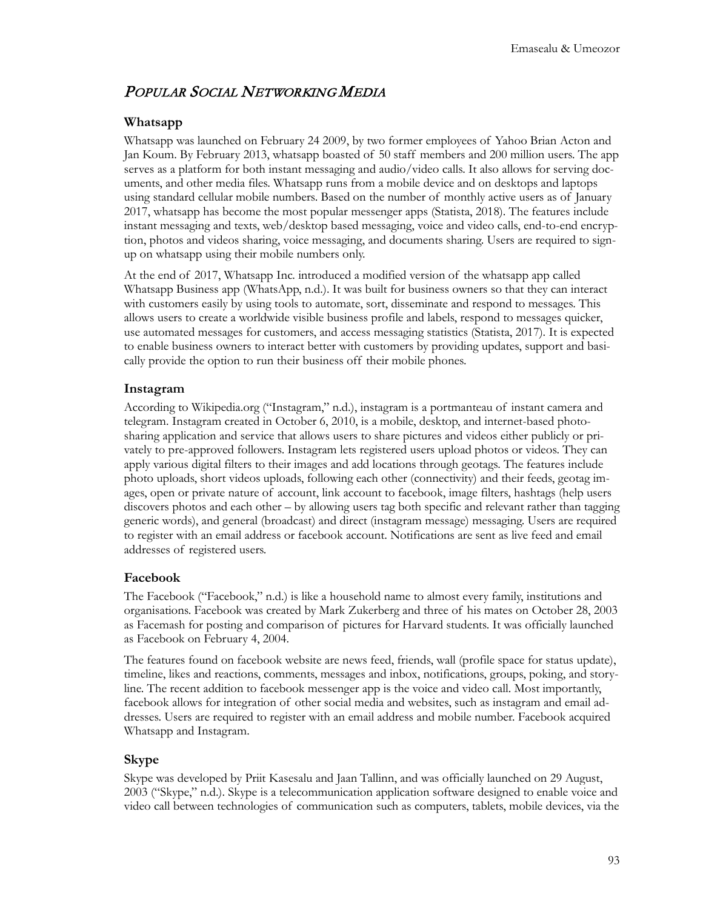## *Popular Social Networking Media*

### Whatsapp

Whatsapp was launched on February 24 2009, by two former employees of Yahoo Brian Acton and Jan Koum. By February 2013, whatsapp boasted of 50 staff members and 200 million users. The app serves as a platform for both instant messaging and audio/video calls. It also allows for serving documents, and other media files. Whatsapp runs from a mobile device and on desktops and laptops using standard cellular mobile numbers. Based on the number of monthly active users as of January 2017, whatsapp has become the most popular messenger apps (Statista, 2018). The features include instant messaging and texts, web/desktop based messaging, voice and video calls, end-to-end encryption, photos and videos sharing, voice messaging, and documents sharing. Users are required to sign-up on whatsapp using their mobile numbers only.

At the end of 2017, Whatsapp Inc. introduced a modified version of the whatsapp app called Whatsapp Business app (WhatsApp, n.d.). It was built for business owners so that they can interact with customers easily by using tools to automate, sort, disseminate and respond to messages. This allows users to create a worldwide visible business profile and labels, respond to messages quicker, use automated messages for customers, and access messaging statistics (Statista, 2017). It is expected to enable business owners to interact better with customers by providing updates, support and basically provide the option to run their business off their mobile phones.

### Instagram

According to Wikipedia.org ("Instagram," n.d.), instagram is a portmanteau of instant camera and telegram. Instagram created in October 6, 2010, is a mobile, desktop, and internet-based photo-sharing application and service that allows users to share pictures and videos either publicly or privately to pre-approved followers. Instagram lets registered users upload photos or videos. They can apply various digital filters to their images and add locations through geotags. The features include photo uploads, short videos uploads, following each other (connectivity) and their feeds, geotag images, open or private nature of account, link account to facebook, image filters, hashtags (help users discovers photos and each other – by allowing users tag both specific and relevant rather than tagging generic words), and general (broadcast) and direct (instagram message) messaging. Users are required to register with an email address or facebook account. Notifications are sent as live feed and email addresses of registered users.

### Facebook

The Facebook ("Facebook," n.d.) is like a household name to almost every family, institutions and organisations. Facebook was created by Mark Zukerberg and three of his mates on October 28, 2003 as Facemash for posting and comparison of pictures for Harvard students. It was officially launched as Facebook on February 4, 2004.

The features found on facebook website are news feed, friends, wall (profile space for status update), timeline, likes and reactions, comments, messages and inbox, notifications, groups, poking, and storyline. The recent addition to facebook messenger app is the voice and video call. Most importantly, facebook allows for integration of other social media and websites, such as instagram and email addresses. Users are required to register with an email address and mobile number. Facebook acquired Whatsapp and Instagram.

### Skype

Skype was developed by Priit Kasesalu and Jaan Tallinn, and was officially launched on 29 August, 2003 ("Skype," n.d.). Skype is a telecommunication application software designed to enable voice and video call between technologies of communication such as computers, tablets, mobile devices, via the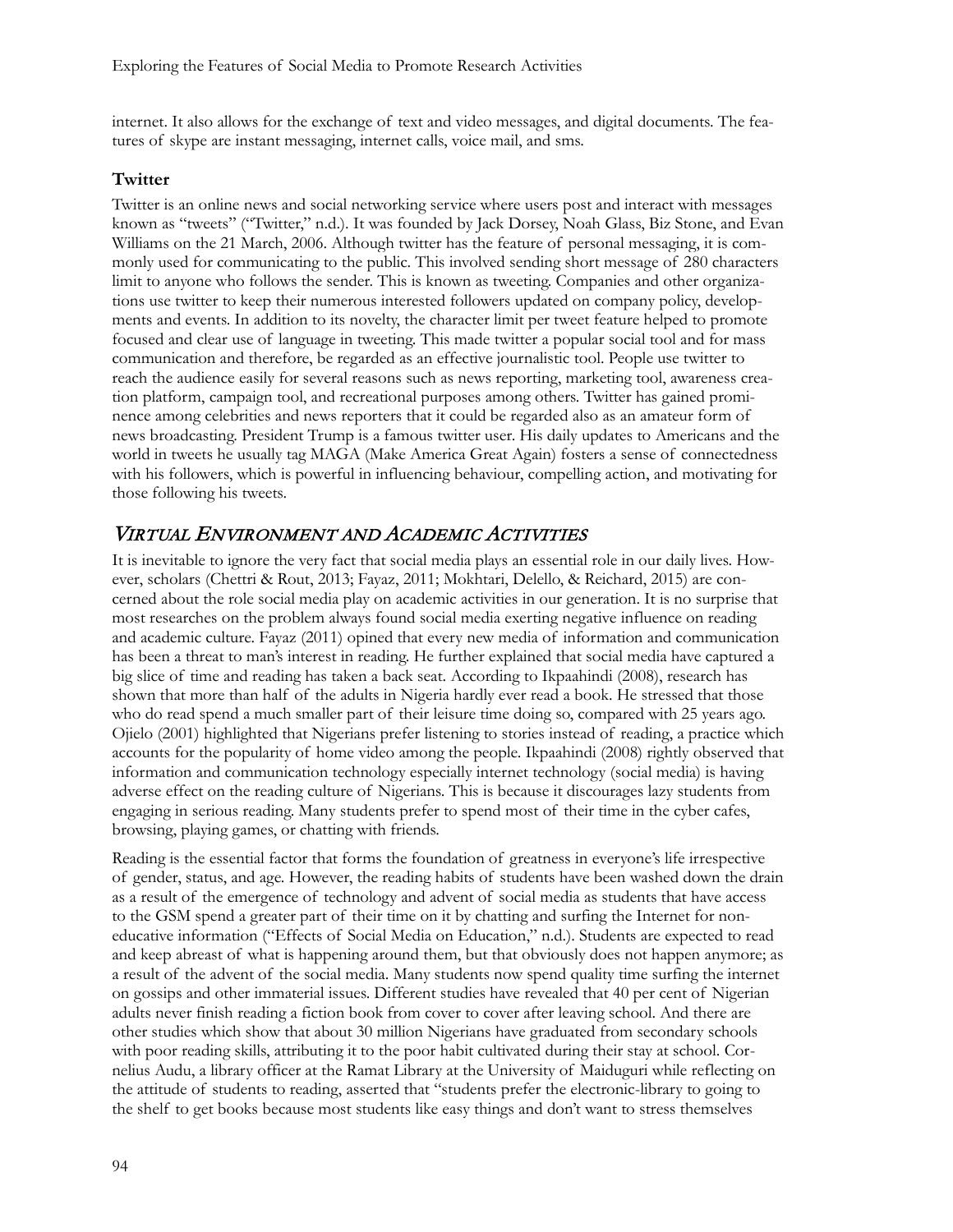internet. It also allows for the exchange of text and video messages, and digital documents. The features of skype are instant messaging, internet calls, voice mail, and sms.

### Twitter

Twitter is an online news and social networking service where users post and interact with messages known as "tweets" ("Twitter," n.d.). It was founded by Jack Dorsey, Noah Glass, Biz Stone, and Evan Williams on the 21 March, 2006. Although twitter has the feature of personal messaging, it is commonly used for communicating to the public. This involved sending short message of 280 characters limit to anyone who follows the sender. This is known as tweeting. Companies and other organizations use twitter to keep their numerous interested followers updated on company policy, developments and events. In addition to its novelty, the character limit per tweet feature helped to promote focused and clear use of language in tweeting. This made twitter a popular social tool and for mass communication and therefore, be regarded as an effective journalistic tool. People use twitter to reach the audience easily for several reasons such as news reporting, marketing tool, awareness creation platform, campaign tool, and recreational purposes among others. Twitter has gained prominence among celebrities and news reporters that it could be regarded also as an amateur form of news broadcasting. President Trump is a famous twitter user. His daily updates to Americans and the world in tweets he usually tag MAGA (Make America Great Again) fosters a sense of connectedness with his followers, which is powerful in influencing behaviour, compelling action, and motivating for those following his tweets.

## *Virtual Environment and Academic Activities*

It is inevitable to ignore the very fact that social media plays an essential role in our daily lives. However, scholars (Chettri & Rout, 2013; Fayaz, 2011; Mokhtari, Delello, & Reichard, 2015) are concerned about the role social media play on academic activities in our generation. It is no surprise that most researches on the problem always found social media exerting negative influence on reading and academic culture. Fayaz (2011) opined that every new media of information and communication has been a threat to man's interest in reading. He further explained that social media have captured a big slice of time and reading has taken a back seat. According to Ikpaahindi (2008), research has shown that more than half of the adults in Nigeria hardly ever read a book. He stressed that those who do read spend a much smaller part of their leisure time doing so, compared with 25 years ago. Ojielo (2001) highlighted that Nigerians prefer listening to stories instead of reading, a practice which accounts for the popularity of home video among the people. Ikpaahindi (2008) rightly observed that information and communication technology especially internet technology (social media) is having adverse effect on the reading culture of Nigerians. This is because it discourages lazy students from engaging in serious reading. Many students prefer to spend most of their time in the cyber cafes, browsing, playing games, or chatting with friends.

Reading is the essential factor that forms the foundation of greatness in everyone's life irrespective of gender, status, and age. However, the reading habits of students have been washed down the drain as a result of the emergence of technology and advent of social media as students that have access to the GSM spend a greater part of their time on it by chatting and surfing the Internet for non-educative information ("Effects of Social Media on Education," n.d.). Students are expected to read and keep abreast of what is happening around them, but that obviously does not happen anymore; as a result of the advent of the social media. Many students now spend quality time surfing the internet on gossips and other immaterial issues. Different studies have revealed that 40 per cent of Nigerian adults never finish reading a fiction book from cover to cover after leaving school. And there are other studies which show that about 30 million Nigerians have graduated from secondary schools with poor reading skills, attributing it to the poor habit cultivated during their stay at school. Cornelius Audu, a library officer at the Ramat Library at the University of Maiduguri while reflecting on the attitude of students to reading, asserted that "students prefer the electronic-library to going to the shelf to get books because most students like easy things and don't want to stress themselves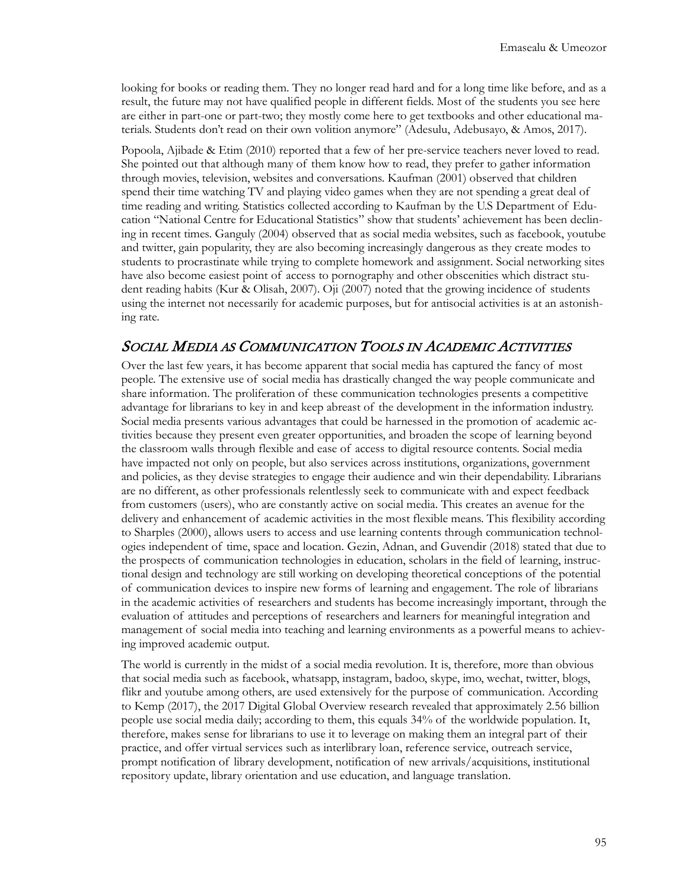looking for books or reading them. They no longer read hard and for a long time like before, and as a result, the future may not have qualified people in different fields. Most of the students you see here are either in part-one or part-two; they mostly come here to get textbooks and other educational materials. Students don't read on their own volition anymore" (Adesulu, Adebusayo, & Amos, 2017).

Popoola, Ajibade & Etim (2010) reported that a few of her pre-service teachers never loved to read. She pointed out that although many of them know how to read, they prefer to gather information through movies, television, websites and conversations. Kaufman (2001) observed that children spend their time watching TV and playing video games when they are not spending a great deal of time reading and writing. Statistics collected according to Kaufman by the U.S Department of Education "National Centre for Educational Statistics" show that students' achievement has been declining in recent times. Ganguly (2004) observed that as social media websites, such as facebook, youtube and twitter, gain popularity, they are also becoming increasingly dangerous as they create modes to students to procrastinate while trying to complete homework and assignment. Social networking sites have also become easiest point of access to pornography and other obscenities which distract student reading habits (Kur & Olisah, 2007). Oji (2007) noted that the growing incidence of students using the internet not necessarily for academic purposes, but for antisocial activities is at an astonishing rate.

## *Social Media as Communication Tools in Academic Activities*

Over the last few years, it has become apparent that social media has captured the fancy of most people. The extensive use of social media has drastically changed the way people communicate and share information. The proliferation of these communication technologies presents a competitive advantage for librarians to key in and keep abreast of the development in the information industry. Social media presents various advantages that could be harnessed in the promotion of academic activities because they present even greater opportunities, and broaden the scope of learning beyond the classroom walls through flexible and ease of access to digital resource contents. Social media have impacted not only on people, but also services across institutions, organizations, government and policies, as they devise strategies to engage their audience and win their dependability. Librarians are no different, as other professionals relentlessly seek to communicate with and expect feedback from customers (users), who are constantly active on social media. This creates an avenue for the delivery and enhancement of academic activities in the most flexible means. This flexibility according to Sharples (2000), allows users to access and use learning contents through communication technologies independent of time, space and location. Gezin, Adnan, and Guvendir (2018) stated that due to the prospects of communication technologies in education, scholars in the field of learning, instructional design and technology are still working on developing theoretical conceptions of the potential of communication devices to inspire new forms of learning and engagement. The role of librarians in the academic activities of researchers and students has become increasingly important, through the evaluation of attitudes and perceptions of researchers and learners for meaningful integration and management of social media into teaching and learning environments as a powerful means to achieving improved academic output.

The world is currently in the midst of a social media revolution. It is, therefore, more than obvious that social media such as facebook, whatsapp, instagram, badoo, skype, imo, wechat, twitter, blogs, flikr and youtube among others, are used extensively for the purpose of communication. According to Kemp (2017), the 2017 Digital Global Overview research revealed that approximately 2.56 billion people use social media daily; according to them, this equals 34% of the worldwide population. It, therefore, makes sense for librarians to use it to leverage on making them an integral part of their practice, and offer virtual services such as interlibrary loan, reference service, outreach service, prompt notification of library development, notification of new arrivals/acquisitions, institutional repository update, library orientation and use education, and language translation.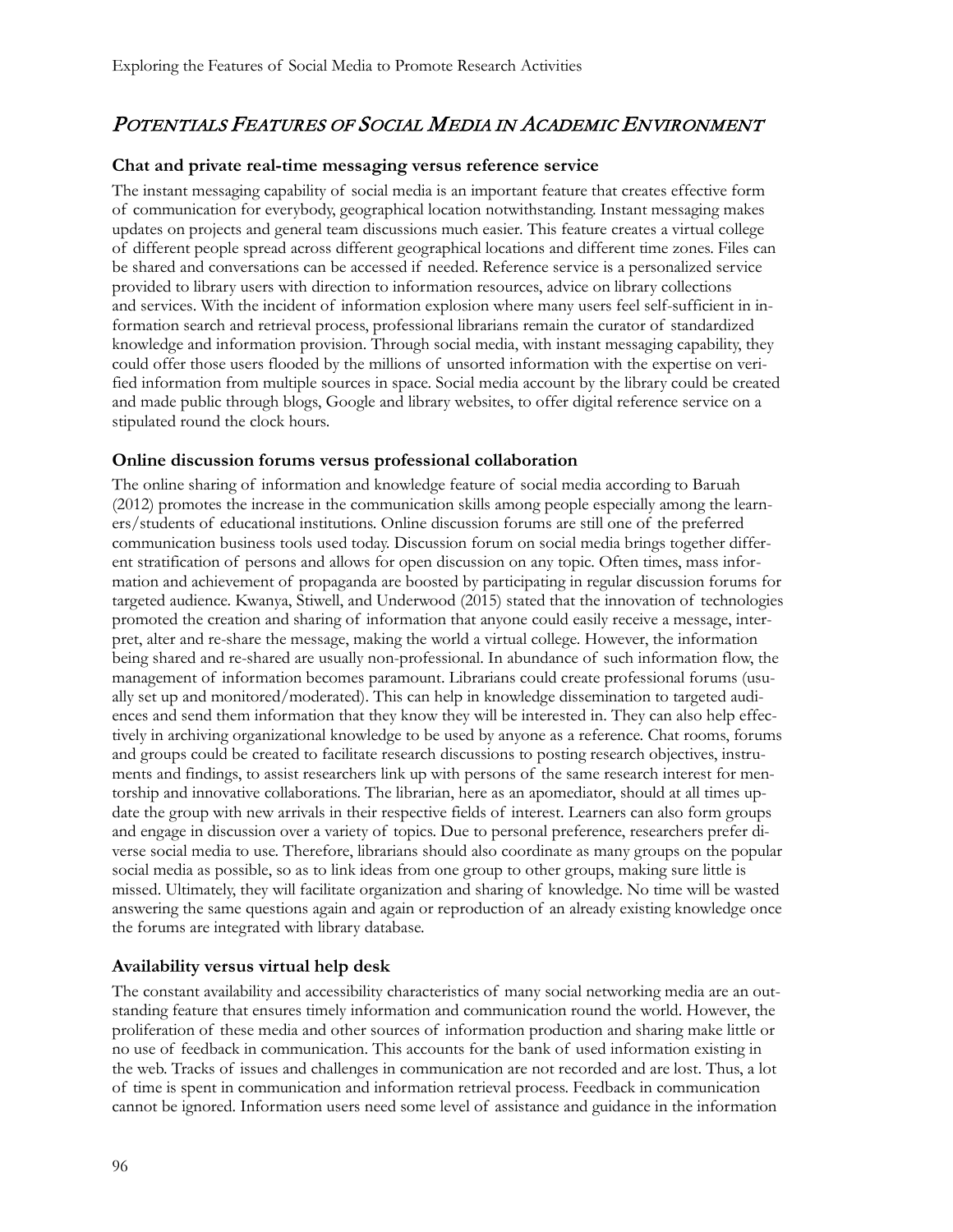## *Potentials Features of Social Media in Academic Environment*

### Chat and private real-time messaging versus reference service

The instant messaging capability of social media is an important feature that creates effective form of communication for everybody, geographical location notwithstanding. Instant messaging makes updates on projects and general team discussions much easier. This feature creates a virtual college of different people spread across different geographical locations and different time zones. Files can be shared and conversations can be accessed if needed. Reference service is a personalized service provided to library users with direction to information resources, advice on library collections and services. With the incident of information explosion where many users feel self-sufficient in information search and retrieval process, professional librarians remain the curator of standardized knowledge and information provision. Through social media, with instant messaging capability, they could offer those users flooded by the millions of unsorted information with the expertise on verified information from multiple sources in space. Social media account by the library could be created and made public through blogs, Google and library websites, to offer digital reference service on a stipulated round the clock hours.

### Online discussion forums versus professional collaboration

The online sharing of information and knowledge feature of social media according to Baruah (2012) promotes the increase in the communication skills among people especially among the learners/students of educational institutions. Online discussion forums are still one of the preferred communication business tools used today. Discussion forum on social media brings together different stratification of persons and allows for open discussion on any topic. Often times, mass information and achievement of propaganda are boosted by participating in regular discussion forums for targeted audience. Kwanya, Stiwell, and Underwood (2015) stated that the innovation of technologies promoted the creation and sharing of information that anyone could easily receive a message, interpret, alter and re-share the message, making the world a virtual college. However, the information being shared and re-shared are usually non-professional. In abundance of such information flow, the management of information becomes paramount. Librarians could create professional forums (usually set up and monitored/moderated). This can help in knowledge dissemination to targeted audiences and send them information that they know they will be interested in. They can also help effectively in archiving organizational knowledge to be used by anyone as a reference. Chat rooms, forums and groups could be created to facilitate research discussions to posting research objectives, instruments and findings, to assist researchers link up with persons of the same research interest for mentorship and innovative collaborations. The librarian, here as an apomediator, should at all times update the group with new arrivals in their respective fields of interest. Learners can also form groups and engage in discussion over a variety of topics. Due to personal preference, researchers prefer diverse social media to use. Therefore, librarians should also coordinate as many groups on the popular social media as possible, so as to link ideas from one group to other groups, making sure little is missed. Ultimately, they will facilitate organization and sharing of knowledge. No time will be wasted answering the same questions again and again or reproduction of an already existing knowledge once the forums are integrated with library database.

### Availability versus virtual help desk

The constant availability and accessibility characteristics of many social networking media are an outstanding feature that ensures timely information and communication round the world. However, the proliferation of these media and other sources of information production and sharing make little or no use of feedback in communication. This accounts for the bank of used information existing in the web. Tracks of issues and challenges in communication are not recorded and are lost. Thus, a lot of time is spent in communication and information retrieval process. Feedback in communication cannot be ignored. Information users need some level of assistance and guidance in the information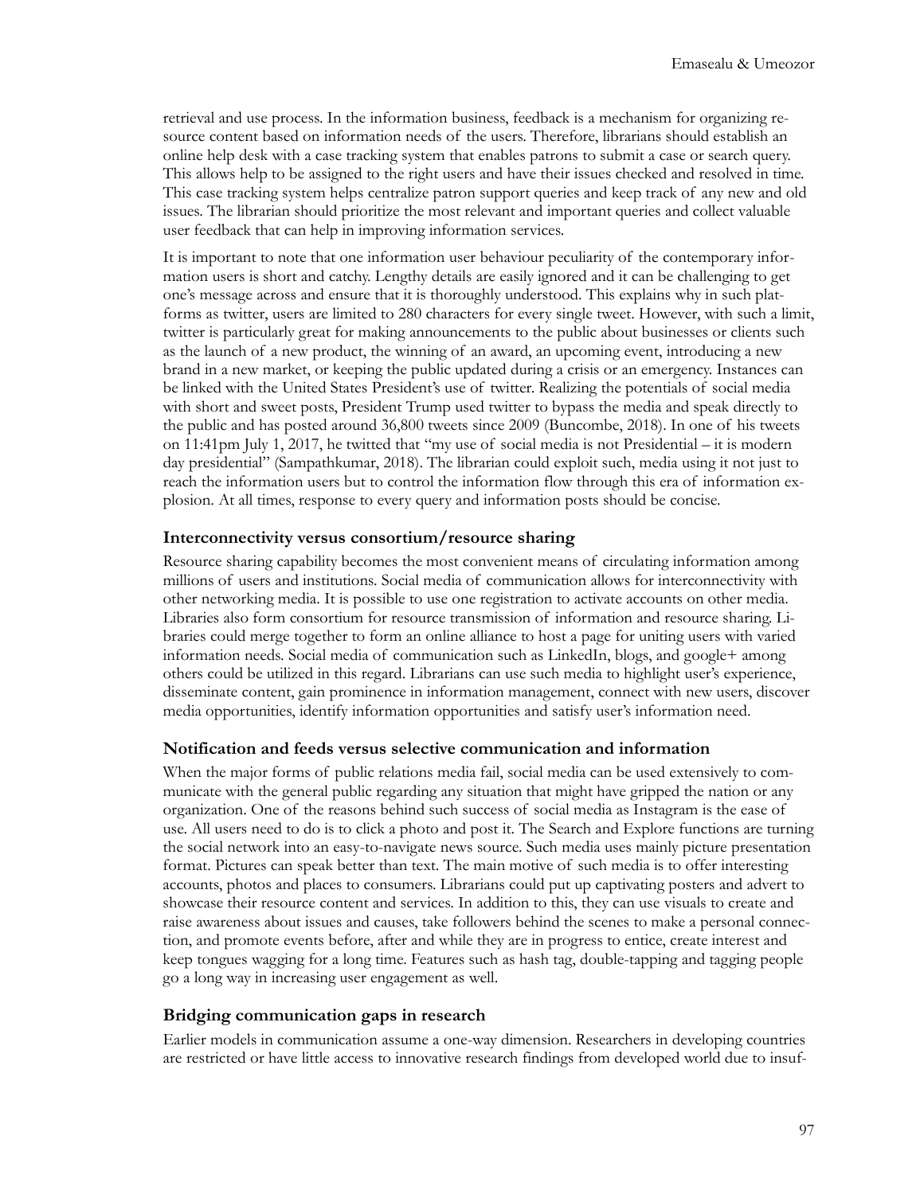retrieval and use process. In the information business, feedback is a mechanism for organizing resource content based on information needs of the users. Therefore, librarians should establish an online help desk with a case tracking system that enables patrons to submit a case or search query. This allows help to be assigned to the right users and have their issues checked and resolved in time. This case tracking system helps centralize patron support queries and keep track of any new and old issues. The librarian should prioritize the most relevant and important queries and collect valuable user feedback that can help in improving information services.

It is important to note that one information user behaviour peculiarity of the contemporary information users is short and catchy. Lengthy details are easily ignored and it can be challenging to get one's message across and ensure that it is thoroughly understood. This explains why in such platforms as twitter, users are limited to 280 characters for every single tweet. However, with such a limit, twitter is particularly great for making announcements to the public about businesses or clients such as the launch of a new product, the winning of an award, an upcoming event, introducing a new brand in a new market, or keeping the public updated during a crisis or an emergency. Instances can be linked with the United States President's use of twitter. Realizing the potentials of social media with short and sweet posts, President Trump used twitter to bypass the media and speak directly to the public and has posted around 36,800 tweets since 2009 (Buncombe, 2018). In one of his tweets on 11:41pm July 1, 2017, he twitted that "my use of social media is not Presidential – it is modern day presidential" (Sampathkumar, 2018). The librarian could exploit such, media using it not just to reach the information users but to control the information flow through this era of information explosion. At all times, response to every query and information posts should be concise.

### Interconnectivity versus consortium/resource sharing

Resource sharing capability becomes the most convenient means of circulating information among millions of users and institutions. Social media of communication allows for interconnectivity with other networking media. It is possible to use one registration to activate accounts on other media. Libraries also form consortium for resource transmission of information and resource sharing. Libraries could merge together to form an online alliance to host a page for uniting users with varied information needs. Social media of communication such as LinkedIn, blogs, and google+ among others could be utilized in this regard. Librarians can use such media to highlight user's experience, disseminate content, gain prominence in information management, connect with new users, discover media opportunities, identify information opportunities and satisfy user's information need.

### Notification and feeds versus selective communication and information

When the major forms of public relations media fail, social media can be used extensively to communicate with the general public regarding any situation that might have gripped the nation or any organization. One of the reasons behind such success of social media as Instagram is the ease of use. All users need to do is to click a photo and post it. The Search and Explore functions are turning the social network into an easy-to-navigate news source. Such media uses mainly picture presentation format. Pictures can speak better than text. The main motive of such media is to offer interesting accounts, photos and places to consumers. Librarians could put up captivating posters and advert to showcase their resource content and services. In addition to this, they can use visuals to create and raise awareness about issues and causes, take followers behind the scenes to make a personal connection, and promote events before, after and while they are in progress to entice, create interest and keep tongues wagging for a long time. Features such as hash tag, double-tapping and tagging people go a long way in increasing user engagement as well.

### Bridging communication gaps in research

Earlier models in communication assume a one-way dimension. Researchers in developing countries are restricted or have little access to innovative research findings from developed world due to insuf-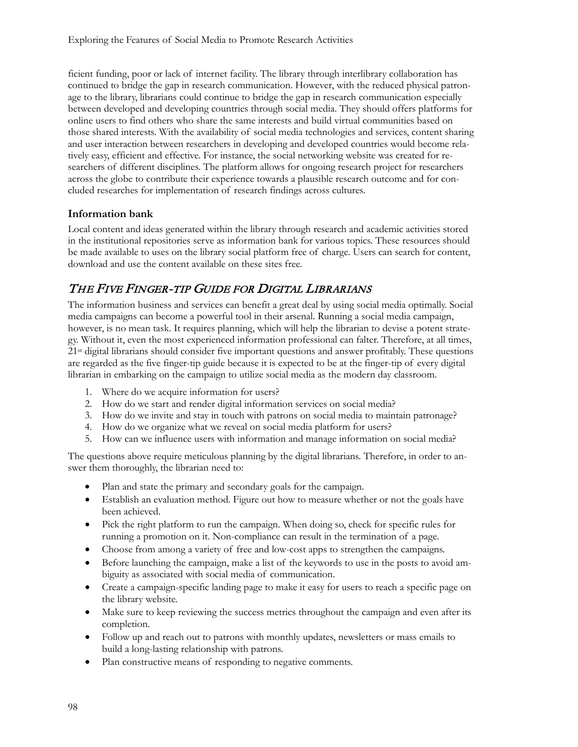ficient funding, poor or lack of internet facility. The library through interlibrary collaboration has continued to bridge the gap in research communication. However, with the reduced physical patronage to the library, librarians could continue to bridge the gap in research communication especially between developed and developing countries through social media. They should offers platforms for online users to find others who share the same interests and build virtual communities based on those shared interests. With the availability of social media technologies and services, content sharing and user interaction between researchers in developing and developed countries would become relatively easy, efficient and effective. For instance, the social networking website was created for researchers of different disciplines. The platform allows for ongoing research project for researchers across the globe to contribute their experience towards a plausible research outcome and for concluded researches for implementation of research findings across cultures.

### Information bank

Local content and ideas generated within the library through research and academic activities stored in the institutional repositories serve as information bank for various topics. These resources should be made available to uses on the library social platform free of charge. Users can search for content, download and use the content available on these sites free.

## *The Five Finger-tip Guide for Digital Librarians*

The information business and services can benefit a great deal by using social media optimally. Social media campaigns can become a powerful tool in their arsenal. Running a social media campaign, however, is no mean task. It requires planning, which will help the librarian to devise a potent strategy. Without it, even the most experienced information professional can falter. Therefore, at all times, 21st digital librarians should consider five important questions and answer profitably. These questions are regarded as the five finger-tip guide because it is expected to be at the finger-tip of every digital librarian in embarking on the campaign to utilize social media as the modern day classroom.

1. Where do we acquire information for users?
2. How do we start and render digital information services on social media?
3. How do we invite and stay in touch with patrons on social media to maintain patronage?
4. How do we organize what we reveal on social media platform for users?
5. How can we influence users with information and manage information on social media?

The questions above require meticulous planning by the digital librarians. Therefore, in order to answer them thoroughly, the librarian need to:

- Plan and state the primary and secondary goals for the campaign.
- Establish an evaluation method. Figure out how to measure whether or not the goals have been achieved.
- Pick the right platform to run the campaign. When doing so, check for specific rules for running a promotion on it. Non-compliance can result in the termination of a page.
- Choose from among a variety of free and low-cost apps to strengthen the campaigns.
- Before launching the campaign, make a list of the keywords to use in the posts to avoid ambiguity as associated with social media of communication.
- Create a campaign-specific landing page to make it easy for users to reach a specific page on the library website.
- Make sure to keep reviewing the success metrics throughout the campaign and even after its completion.
- Follow up and reach out to patrons with monthly updates, newsletters or mass emails to build a long-lasting relationship with patrons.
- Plan constructive means of responding to negative comments.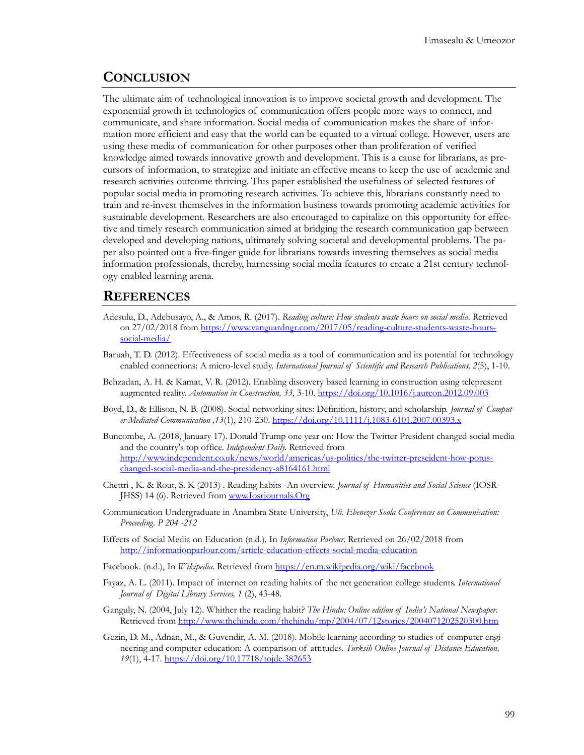## Conclusion

The ultimate aim of technological innovation is to improve societal growth and development. The exponential growth in technologies of communication offers people more ways to connect, and communicate, and share information. Social media of communication makes the share of information more efficient and easy that the world can be equated to a virtual college. However, users are using these media of communication for other purposes other than proliferation of verified knowledge aimed towards innovative growth and development. This is a cause for librarians, as precursors of information, to strategize and initiate an effective means to keep the use of academic and research activities outcome thriving. This paper established the usefulness of selected features of popular social media in promoting research activities. To achieve this, librarians constantly need to train and re-invest themselves in the information business towards promoting academic activities for sustainable development. Researchers are also encouraged to capitalize on this opportunity for effective and timely research communication aimed at bridging the research communication gap between developed and developing nations, ultimately solving societal and developmental problems. The paper also pointed out a five-finger guide for librarians towards investing themselves as social media information professionals, thereby, harnessing social media features to create a 21st century technology enabled learning arena.

## References

Adesulu, D., Adebusayo, A., & Amos, R. (2017). *Reading culture: How students waste hours on social media*. Retrieved on 27/02/2018 from https://www.vanguardngr.com/2017/05/reading-culture-students-waste-hours-social-media/

Baruah, T. D. (2012). Effectiveness of social media as a tool of communication and its potential for technology enabled connections: A micro-level study. *International Journal of Scientific and Research Publications, 2*(5), 1-10.

Behzadan, A. H. & Kamat, V. R. (2012). Enabling discovery based learning in construction using telepresent augmented reality. *Automation in Construction, 33*, 3-10. https://doi.org/10.1016/j.autcon.2012.09.003

Boyd, D., & Ellison, N. B. (2008). Social networking sites: Definition, history, and scholarship. *Journal of Computer-Mediated Communication ,13*(1), 210-230. https://doi.org/10.1111/j.1083-6101.2007.00393.x

Buncombe, A. (2018, January 17). Donald Trump one year on: How the Twitter President changed social media and the country's top office. *Independent Daily*. Retrieved from http://www.independent.co.uk/news/world/americas/us-politics/the-twitter-preseident-how-potus-changed-social-media-and-the-presidency-a8164161.html

Chettri , K. & Rout, S. K (2013) . Reading habits -An overview. *Journal of Humanities and Social Science* (IOSR-JHSS) 14 (6). Retrieved from www.Iosrjournals.Org

Communication Undergraduate in Anambra State University, *Uli. Ebenezer Soola Conferences on Communication: Proceeding. P 204 -212*

Effects of Social Media on Education (n.d.). In *Information Parlour*. Retrieved on 26/02/2018 from http://informationparlour.com/article-education-effects-social-media-education

Facebook. (n.d.), In *Wikipedia*. Retrieved from https://en.m.wikipedia.org/wiki/facebook

Fayaz, A. L. (2011). Impact of internet on reading habits of the net generation college students. *International Journal of Digital Library Services, 1* (2), 43-48.

Ganguly, N. (2004, July 12). Whither the reading habit? *The Hindu: Online edition of India's National Newspaper*. Retrieved from http://www.thehindu.com/thehindu/mp/2004/07/12stories/2004071202520300.htm

Gezin, D. M., Adnan, M., & Guvendir, A. M. (2018). Mobile learning according to studies of computer engineering and computer education: A comparison of attitudes. *Turksih Online Journal of Distance Education, 19*(1), 4-17. https://doi.org/10.17718/tojde.382653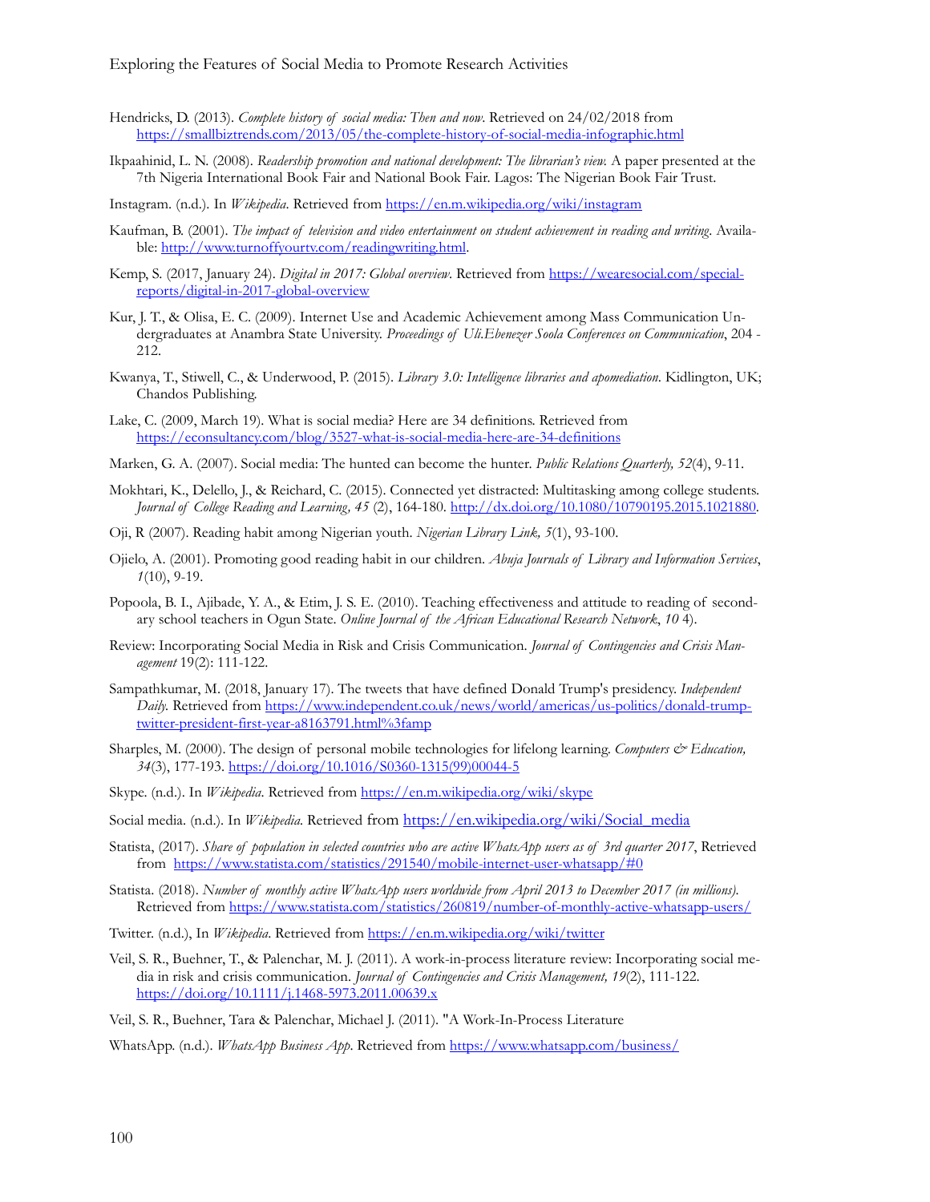Hendricks, D. (2013). *Complete history of social media: Then and now*. Retrieved on 24/02/2018 from https://smallbiztrends.com/2013/05/the-complete-history-of-social-media-infographic.html

Ikpaahinid, L. N. (2008). *Readership promotion and national development: The librarian's view.* A paper presented at the 7th Nigeria International Book Fair and National Book Fair. Lagos: The Nigerian Book Fair Trust.

Instagram. (n.d.). In *Wikipedia*. Retrieved from https://en.m.wikipedia.org/wiki/instagram

Kaufman, B. (2001). *The impact of television and video entertainment on student achievement in reading and writing*. Available: http://www.turnoffyourtv.com/readingwriting.html.

Kemp, S. (2017, January 24). *Digital in 2017: Global overview*. Retrieved from https://wearesocial.com/special-reports/digital-in-2017-global-overview

Kur, J. T., & Olisa, E. C. (2009). Internet Use and Academic Achievement among Mass Communication Undergraduates at Anambra State University. *Proceedings of Uli.Ebenezer Soola Conferences on Communication*, 204 - 212.

Kwanya, T., Stiwell, C., & Underwood, P. (2015). *Library 3.0: Intelligence libraries and apomediation*. Kidlington, UK; Chandos Publishing.

Lake, C. (2009, March 19). What is social media? Here are 34 definitions. Retrieved from https://econsultancy.com/blog/3527-what-is-social-media-here-are-34-definitions

Marken, G. A. (2007). Social media: The hunted can become the hunter. *Public Relations Quarterly, 52*(4), 9-11.

Mokhtari, K., Delello, J., & Reichard, C. (2015). Connected yet distracted: Multitasking among college students. *Journal of College Reading and Learning, 45* (2), 164-180. http://dx.doi.org/10.1080/10790195.2015.1021880.

Oji, R (2007). Reading habit among Nigerian youth. *Nigerian Library Link, 5*(1), 93-100.

Ojielo, A. (2001). Promoting good reading habit in our children. *Abuja Journals of Library and Information Services*, *1*(10), 9-19.

Popoola, B. I., Ajibade, Y. A., & Etim, J. S. E. (2010). Teaching effectiveness and attitude to reading of secondary school teachers in Ogun State. *Online Journal of the African Educational Research Network*, *10* 4).

Review: Incorporating Social Media in Risk and Crisis Communication. *Journal of Contingencies and Crisis Management* 19(2): 111-122.

Sampathkumar, M. (2018, January 17). The tweets that have defined Donald Trump's presidency. *Independent Daily.* Retrieved from https://www.independent.co.uk/news/world/americas/us-politics/donald-trump-twitter-president-first-year-a8163791.html%3famp

Sharples, M. (2000). The design of personal mobile technologies for lifelong learning. *Computers & Education, 34*(3), 177-193. https://doi.org/10.1016/S0360-1315(99)00044-5

Skype. (n.d.). In *Wikipedia*. Retrieved from https://en.m.wikipedia.org/wiki/skype

Social media. (n.d.). In *Wikipedia*. Retrieved from https://en.wikipedia.org/wiki/Social_media

Statista, (2017). *Share of population in selected countries who are active WhatsApp users as of 3rd quarter 2017*, Retrieved from https://www.statista.com/statistics/291540/mobile-internet-user-whatsapp/#0

Statista. (2018). *Number of monthly active WhatsApp users worldwide from April 2013 to December 2017 (in millions).* Retrieved from https://www.statista.com/statistics/260819/number-of-monthly-active-whatsapp-users/

Twitter. (n.d.), In *Wikipedia*. Retrieved from https://en.m.wikipedia.org/wiki/twitter

Veil, S. R., Buehner, T., & Palenchar, M. J. (2011). A work-in-process literature review: Incorporating social media in risk and crisis communication. *Journal of Contingencies and Crisis Management, 19*(2), 111-122. https://doi.org/10.1111/j.1468-5973.2011.00639.x

Veil, S. R., Buehner, Tara & Palenchar, Michael J. (2011). "A Work-In-Process Literature

WhatsApp. (n.d.). *WhatsApp Business App*. Retrieved from https://www.whatsapp.com/business/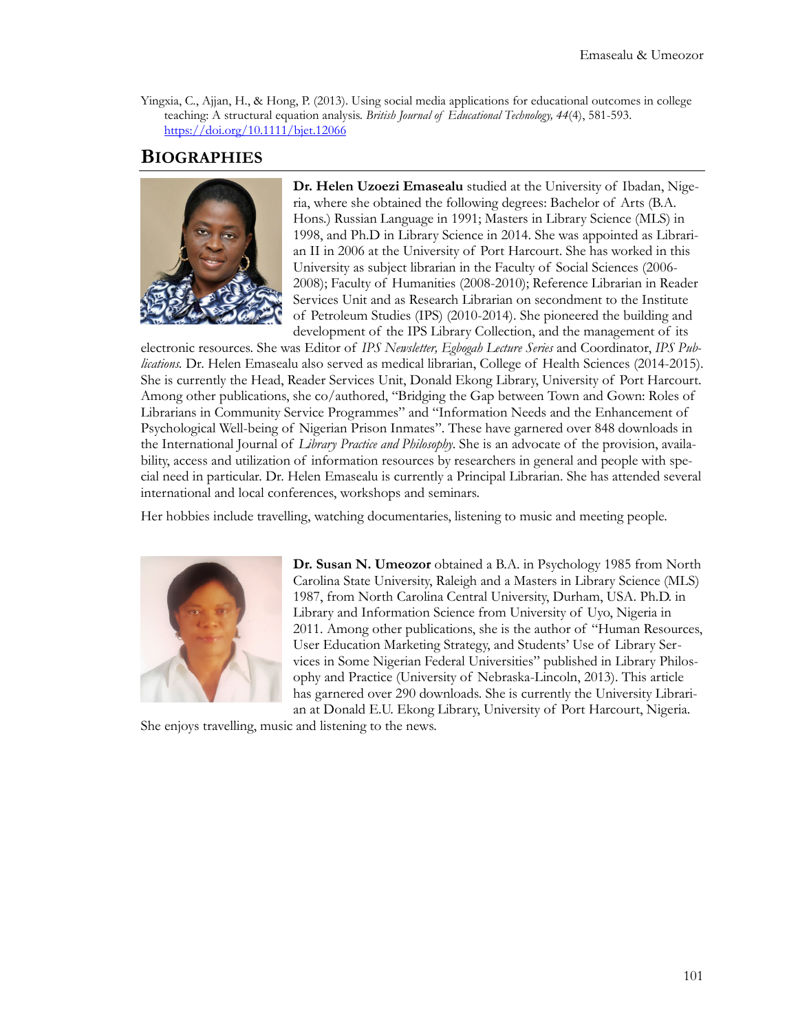Yingxia, C., Ajjan, H., & Hong, P. (2013). Using social media applications for educational outcomes in college teaching: A structural equation analysis. *British Journal of Educational Technology, 44*(4), 581-593. https://doi.org/10.1111/bjet.12066

## BIOGRAPHIES

**Dr. Helen Uzoezi Emasealu** studied at the University of Ibadan, Nigeria, where she obtained the following degrees: Bachelor of Arts (B.A. Hons.) Russian Language in 1991; Masters in Library Science (MLS) in 1998, and Ph.D in Library Science in 2014. She was appointed as Librarian II in 2006 at the University of Port Harcourt. She has worked in this University as subject librarian in the Faculty of Social Sciences (2006-2008); Faculty of Humanities (2008-2010); Reference Librarian in Reader Services Unit and as Research Librarian on secondment to the Institute of Petroleum Studies (IPS) (2010-2014). She pioneered the building and development of the IPS Library Collection, and the management of its electronic resources. She was Editor of *IPS Newsletter, Egbogah Lecture Series* and Coordinator, *IPS Publications*. Dr. Helen Emasealu also served as medical librarian, College of Health Sciences (2014-2015). She is currently the Head, Reader Services Unit, Donald Ekong Library, University of Port Harcourt. Among other publications, she co/authored, "Bridging the Gap between Town and Gown: Roles of Librarians in Community Service Programmes" and "Information Needs and the Enhancement of Psychological Well-being of Nigerian Prison Inmates". These have garnered over 848 downloads in the International Journal of *Library Practice and Philosophy*. She is an advocate of the provision, availability, access and utilization of information resources by researchers in general and people with special need in particular. Dr. Helen Emasealu is currently a Principal Librarian. She has attended several international and local conferences, workshops and seminars.

Her hobbies include travelling, watching documentaries, listening to music and meeting people.

**Dr. Susan N. Umeozor** obtained a B.A. in Psychology 1985 from North Carolina State University, Raleigh and a Masters in Library Science (MLS) 1987, from North Carolina Central University, Durham, USA. Ph.D. in Library and Information Science from University of Uyo, Nigeria in 2011. Among other publications, she is the author of "Human Resources, User Education Marketing Strategy, and Students' Use of Library Services in Some Nigerian Federal Universities" published in Library Philosophy and Practice (University of Nebraska-Lincoln, 2013). This article has garnered over 290 downloads. She is currently the University Librarian at Donald E.U. Ekong Library, University of Port Harcourt, Nigeria. She enjoys travelling, music and listening to the news.